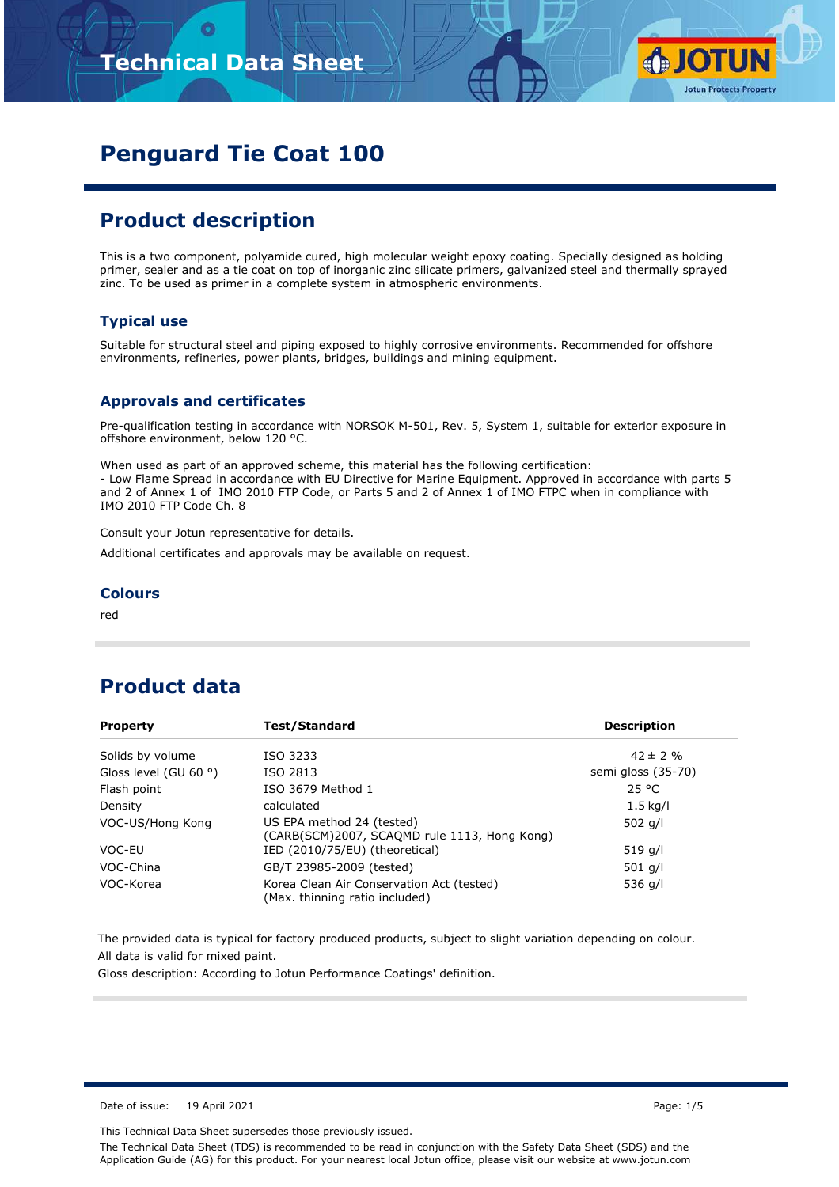# Penguard Tie Coat 100

## Product description

This is a two component, polyamide cured, high molecular weight epoxy coating. Specially designed as holding primer, sealer and as a tie coat on top of inorganic zinc silicate primers, galvanized steel and thermally sprayed zinc. To be used as primer in a complete system in atmospheric environments.

### Typical use

Suitable for structural steel and piping exposed to highly corrosive environments. Recommended for offshore environments, refineries, power plants, bridges, buildings and mining equipment.

### Approvals and certificates

Pre-qualification testing in accordance with NORSOK M-501, Rev. 5, System 1, suitable for exterior exposure in offshore environment, below 120 °C.

When used as part of an approved scheme, this material has the following certification:
- Low Flame Spread in accordance with EU Directive for Marine Equipment. Approved in accordance with parts 5 and 2 of Annex 1 of IMO 2010 FTP Code, or Parts 5 and 2 of Annex 1 of IMO FTPC when in compliance with IMO 2010 FTP Code Ch. 8

Consult your Jotun representative for details.

Additional certificates and approvals may be available on request.

### Colours

red

## Product data

| Property | Test/Standard | Description |
|---|---|---|
| Solids by volume | ISO 3233 | 42 ± 2 % |
| Gloss level (GU 60 °) | ISO 2813 | semi gloss (35-70) |
| Flash point | ISO 3679 Method 1 | 25 °C |
| Density | calculated | 1.5 kg/l |
| VOC-US/Hong Kong | US EPA method 24 (tested) (CARB(SCM)2007, SCAQMD rule 1113, Hong Kong) | 502 g/l |
| VOC-EU | IED (2010/75/EU) (theoretical) | 519 g/l |
| VOC-China | GB/T 23985-2009 (tested) | 501 g/l |
| VOC-Korea | Korea Clean Air Conservation Act (tested) (Max. thinning ratio included) | 536 g/l |

The provided data is typical for factory produced products, subject to slight variation depending on colour.

All data is valid for mixed paint.

Gloss description: According to Jotun Performance Coatings' definition.

Date of issue: 19 April 2021

This Technical Data Sheet supersedes those previously issued.

The Technical Data Sheet (TDS) is recommended to be read in conjunction with the Safety Data Sheet (SDS) and the Application Guide (AG) for this product. For your nearest local Jotun office, please visit our website at www.jotun.com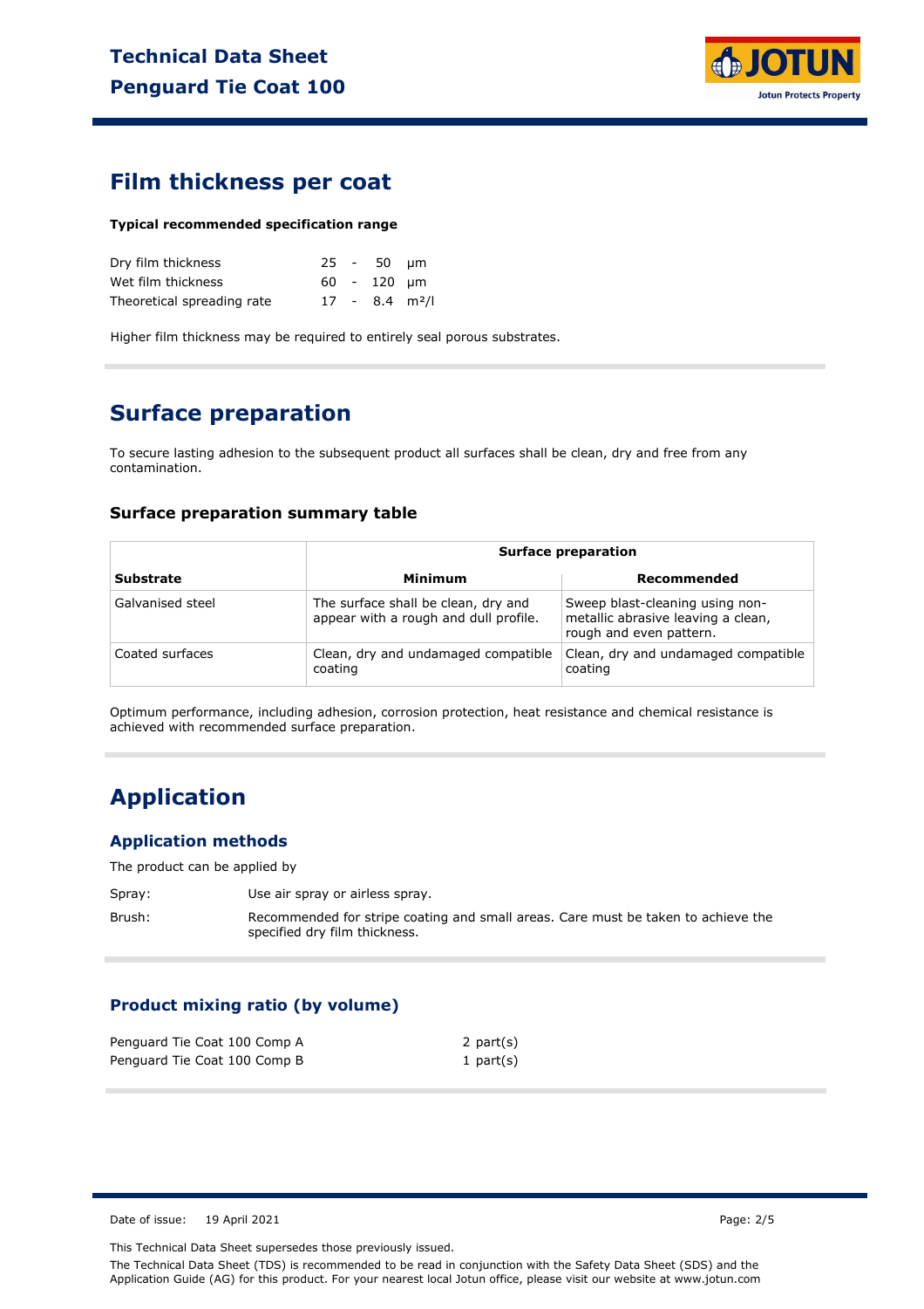## Film thickness per coat

**Typical recommended specification range**

| | | |
|---|---|---|
| Dry film thickness | 25 - 50 | μm |
| Wet film thickness | 60 - 120 | μm |
| Theoretical spreading rate | 17 - 8.4 | m²/l |

Higher film thickness may be required to entirely seal porous substrates.

## Surface preparation

To secure lasting adhesion to the subsequent product all surfaces shall be clean, dry and free from any contamination.

### Surface preparation summary table

| | Surface preparation | |
|---|---|---|
| **Substrate** | **Minimum** | **Recommended** |
| Galvanised steel | The surface shall be clean, dry and appear with a rough and dull profile. | Sweep blast-cleaning using non-metallic abrasive leaving a clean, rough and even pattern. |
| Coated surfaces | Clean, dry and undamaged compatible coating | Clean, dry and undamaged compatible coating |

Optimum performance, including adhesion, corrosion protection, heat resistance and chemical resistance is achieved with recommended surface preparation.

## Application

### Application methods

The product can be applied by

Spray: Use air spray or airless spray.

Brush: Recommended for stripe coating and small areas. Care must be taken to achieve the specified dry film thickness.

### Product mixing ratio (by volume)

| | |
|---|---|
| Penguard Tie Coat 100 Comp A | 2 part(s) |
| Penguard Tie Coat 100 Comp B | 1 part(s) |

Date of issue: 19 April 2021

This Technical Data Sheet supersedes those previously issued.

The Technical Data Sheet (TDS) is recommended to be read in conjunction with the Safety Data Sheet (SDS) and the Application Guide (AG) for this product. For your nearest local Jotun office, please visit our website at www.jotun.com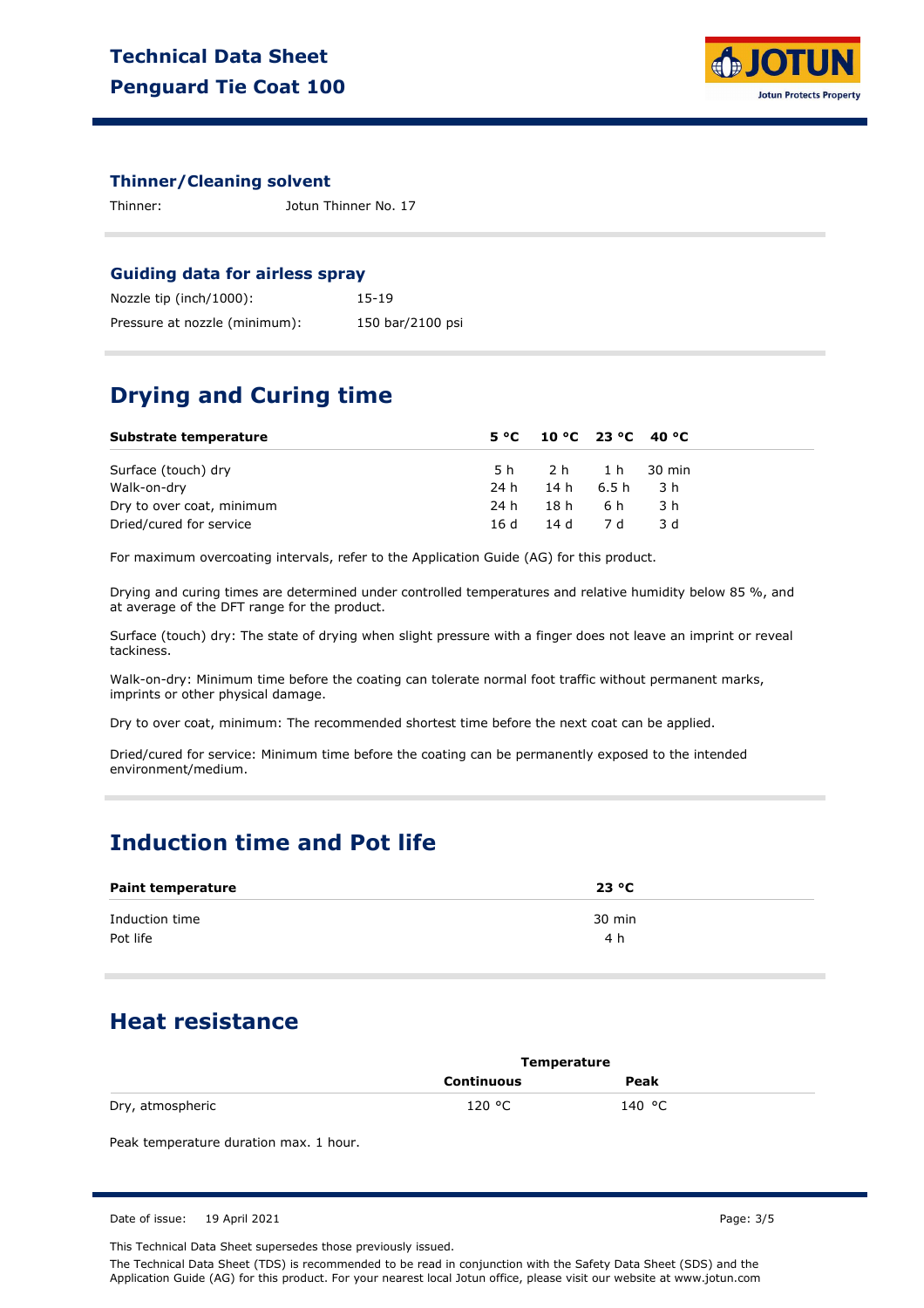### Thinner/Cleaning solvent

Thinner: Jotun Thinner No. 17

### Guiding data for airless spray

Nozzle tip (inch/1000): 15-19

Pressure at nozzle (minimum): 150 bar/2100 psi

## Drying and Curing time

| Substrate temperature | 5 °C | 10 °C | 23 °C | 40 °C |
|---|---|---|---|---|
| Surface (touch) dry | 5 h | 2 h | 1 h | 30 min |
| Walk-on-dry | 24 h | 14 h | 6.5 h | 3 h |
| Dry to over coat, minimum | 24 h | 18 h | 6 h | 3 h |
| Dried/cured for service | 16 d | 14 d | 7 d | 3 d |

For maximum overcoating intervals, refer to the Application Guide (AG) for this product.

Drying and curing times are determined under controlled temperatures and relative humidity below 85 %, and at average of the DFT range for the product.

Surface (touch) dry: The state of drying when slight pressure with a finger does not leave an imprint or reveal tackiness.

Walk-on-dry: Minimum time before the coating can tolerate normal foot traffic without permanent marks, imprints or other physical damage.

Dry to over coat, minimum: The recommended shortest time before the next coat can be applied.

Dried/cured for service: Minimum time before the coating can be permanently exposed to the intended environment/medium.

## Induction time and Pot life

| Paint temperature | 23 °C |
|---|---|
| Induction time | 30 min |
| Pot life | 4 h |

## Heat resistance

| | Temperature | |
|---|---|---|
| | Continuous | Peak |
| Dry, atmospheric | 120 °C | 140 °C |

Peak temperature duration max. 1 hour.

Date of issue: 19 April 2021

This Technical Data Sheet supersedes those previously issued.

The Technical Data Sheet (TDS) is recommended to be read in conjunction with the Safety Data Sheet (SDS) and the Application Guide (AG) for this product. For your nearest local Jotun office, please visit our website at www.jotun.com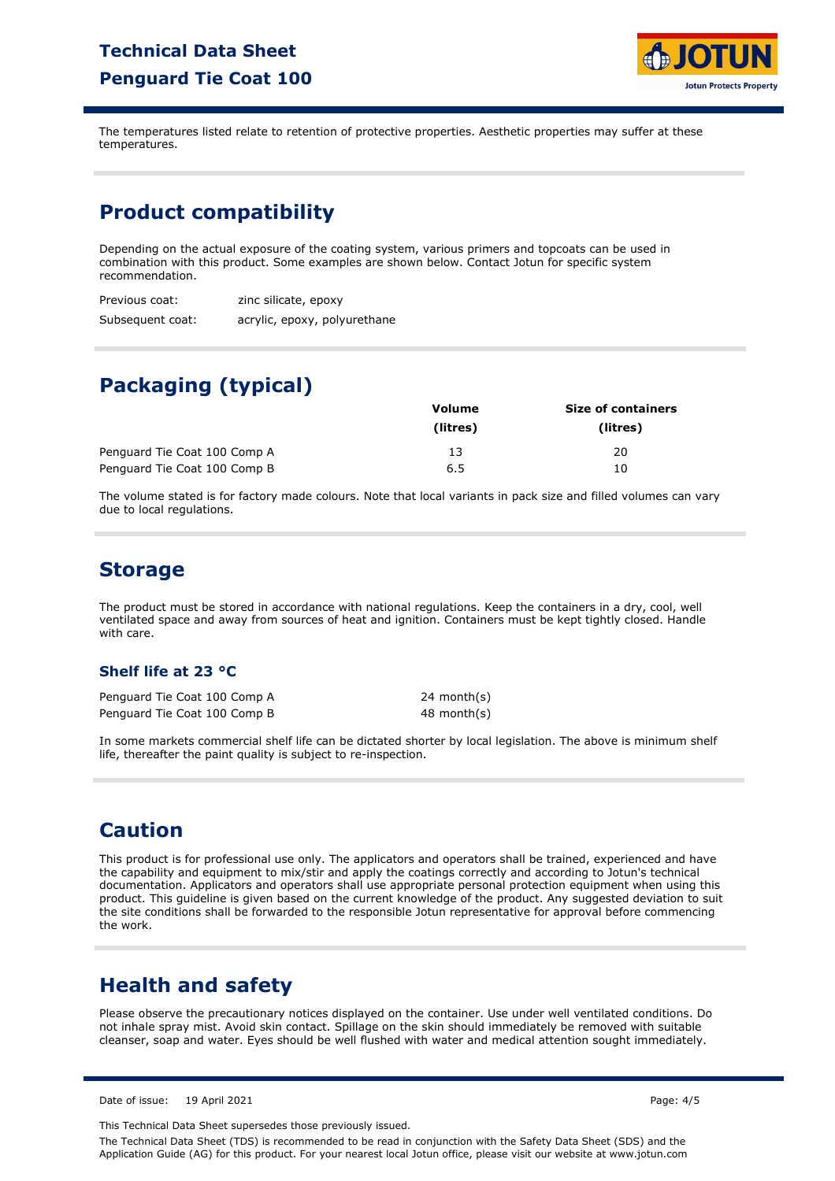The temperatures listed relate to retention of protective properties. Aesthetic properties may suffer at these temperatures.

## Product compatibility

Depending on the actual exposure of the coating system, various primers and topcoats can be used in combination with this product. Some examples are shown below. Contact Jotun for specific system recommendation.

| | |
|---|---|
| Previous coat: | zinc silicate, epoxy |
| Subsequent coat: | acrylic, epoxy, polyurethane |

## Packaging (typical)

| | Volume (litres) | Size of containers (litres) |
|---|---|---|
| Penguard Tie Coat 100 Comp A | 13 | 20 |
| Penguard Tie Coat 100 Comp B | 6.5 | 10 |

The volume stated is for factory made colours. Note that local variants in pack size and filled volumes can vary due to local regulations.

## Storage

The product must be stored in accordance with national regulations. Keep the containers in a dry, cool, well ventilated space and away from sources of heat and ignition. Containers must be kept tightly closed. Handle with care.

### Shelf life at 23 °C

| | |
|---|---|
| Penguard Tie Coat 100 Comp A | 24 month(s) |
| Penguard Tie Coat 100 Comp B | 48 month(s) |

In some markets commercial shelf life can be dictated shorter by local legislation. The above is minimum shelf life, thereafter the paint quality is subject to re-inspection.

## Caution

This product is for professional use only. The applicators and operators shall be trained, experienced and have the capability and equipment to mix/stir and apply the coatings correctly and according to Jotun's technical documentation. Applicators and operators shall use appropriate personal protection equipment when using this product. This guideline is given based on the current knowledge of the product. Any suggested deviation to suit the site conditions shall be forwarded to the responsible Jotun representative for approval before commencing the work.

## Health and safety

Please observe the precautionary notices displayed on the container. Use under well ventilated conditions. Do not inhale spray mist. Avoid skin contact. Spillage on the skin should immediately be removed with suitable cleanser, soap and water. Eyes should be well flushed with water and medical attention sought immediately.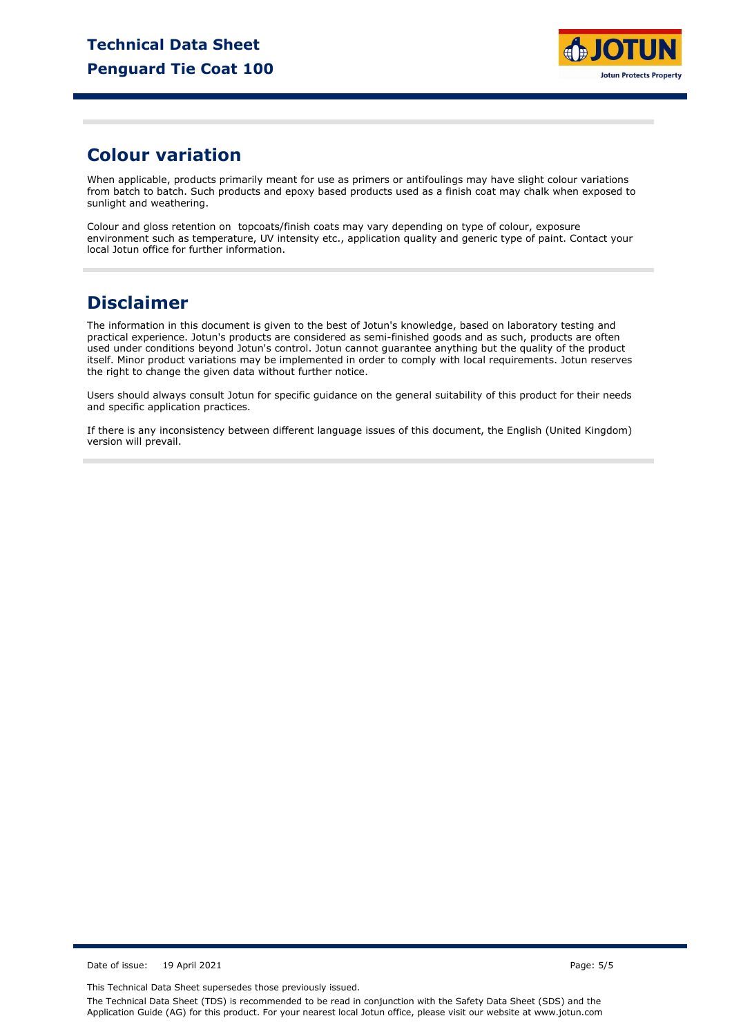## Colour variation

When applicable, products primarily meant for use as primers or antifoulings may have slight colour variations from batch to batch. Such products and epoxy based products used as a finish coat may chalk when exposed to sunlight and weathering.

Colour and gloss retention on topcoats/finish coats may vary depending on type of colour, exposure environment such as temperature, UV intensity etc., application quality and generic type of paint. Contact your local Jotun office for further information.

## Disclaimer

The information in this document is given to the best of Jotun's knowledge, based on laboratory testing and practical experience. Jotun's products are considered as semi-finished goods and as such, products are often used under conditions beyond Jotun's control. Jotun cannot guarantee anything but the quality of the product itself. Minor product variations may be implemented in order to comply with local requirements. Jotun reserves the right to change the given data without further notice.

Users should always consult Jotun for specific guidance on the general suitability of this product for their needs and specific application practices.

If there is any inconsistency between different language issues of this document, the English (United Kingdom) version will prevail.